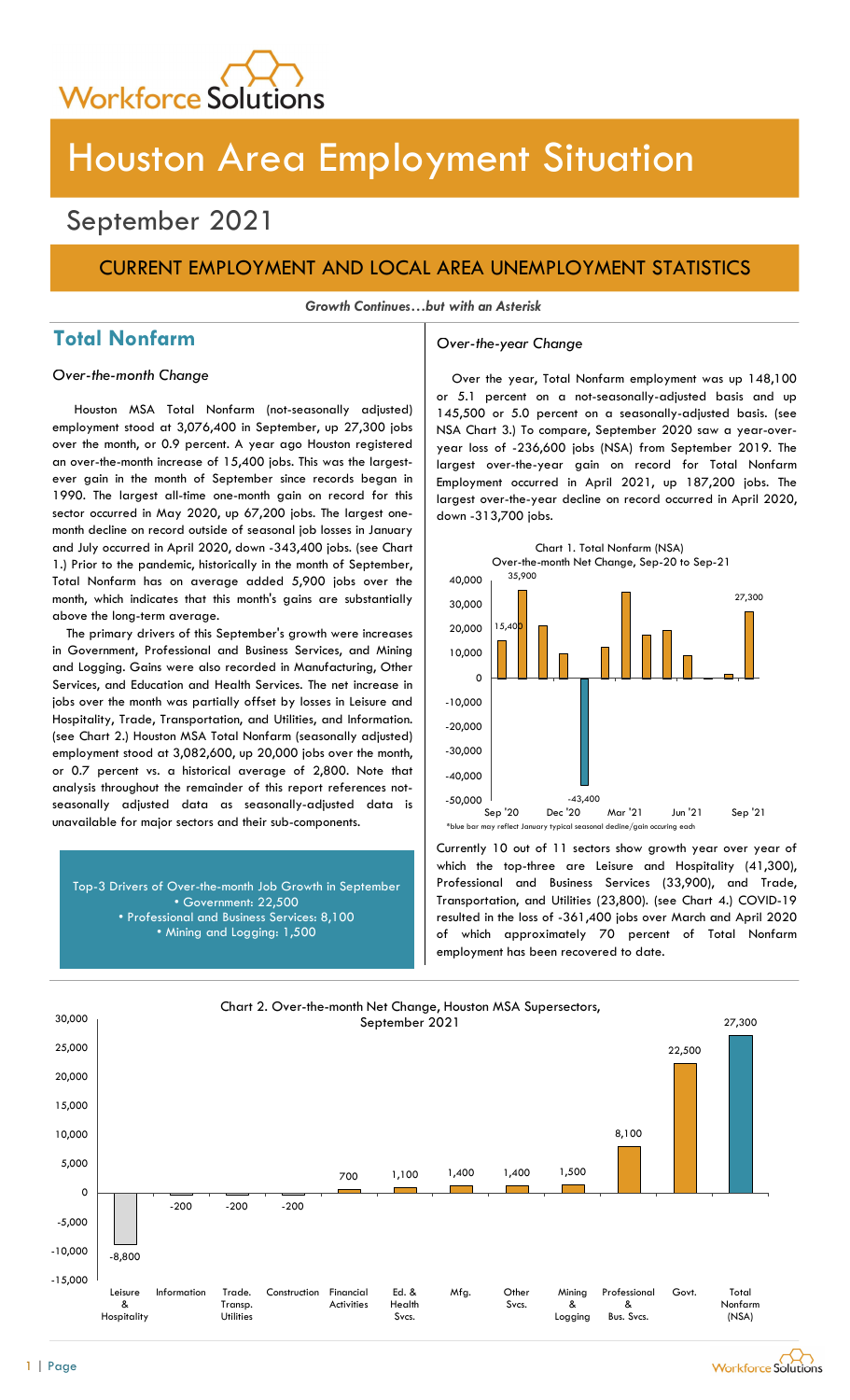# Houston Area Employment Situation

## September 2021

### CURRENT EMPLOYMENT AND LOCAL AREA UNEMPLOYMENT STATISTICS

***Growth Continues…but with an Asterisk***

## Total Nonfarm

*Over-the-month Change*

Houston MSA Total Nonfarm (not-seasonally adjusted) employment stood at 3,076,400 in September, up 27,300 jobs over the month, or 0.9 percent. A year ago Houston registered an over-the-month increase of 15,400 jobs. This was the largest-ever gain in the month of September since records began in 1990. The largest all-time one-month gain on record for this sector occurred in May 2020, up 67,200 jobs. The largest one-month decline on record outside of seasonal job losses in January and July occurred in April 2020, down -343,400 jobs. (see Chart 1.) Prior to the pandemic, historically in the month of September, Total Nonfarm has on average added 5,900 jobs over the month, which indicates that this month's gains are substantially above the long-term average.

The primary drivers of this September's growth were increases in Government, Professional and Business Services, and Mining and Logging. Gains were also recorded in Manufacturing, Other Services, and Education and Health Services. The net increase in jobs over the month was partially offset by losses in Leisure and Hospitality, Trade, Transportation, and Utilities, and Information. (see Chart 2.) Houston MSA Total Nonfarm (seasonally adjusted) employment stood at 3,082,600, up 20,000 jobs over the month, or 0.7 percent vs. a historical average of 2,800. Note that analysis throughout the remainder of this report references not-seasonally adjusted data as seasonally-adjusted data is unavailable for major sectors and their sub-components.

Top-3 Drivers of Over-the-month Job Growth in September
- Government: 22,500
- Professional and Business Services: 8,100
- Mining and Logging: 1,500

*Over-the-year Change*

Over the year, Total Nonfarm employment was up 148,100 or 5.1 percent on a not-seasonally-adjusted basis and up 145,500 or 5.0 percent on a seasonally-adjusted basis. (see NSA Chart 3.) To compare, September 2020 saw a year-over-year loss of -236,600 jobs (NSA) from September 2019. The largest over-the-year gain on record for Total Nonfarm Employment occurred in April 2021, up 187,200 jobs. The largest over-the-year decline on record occurred in April 2020, down -313,700 jobs.

Chart 1. Total Nonfarm (NSA) Over-the-month Net Change, Sep-20 to Sep-21

*blue bar may reflect January typical seasonal decline/gain occuring each

Currently 10 out of 11 sectors show growth year over year of which the top-three are Leisure and Hospitality (41,300), Professional and Business Services (33,900), and Trade, Transportation, and Utilities (23,800). (see Chart 4.) COVID-19 resulted in the loss of -361,400 jobs over March and April 2020 of which approximately 70 percent of Total Nonfarm employment has been recovered to date.

Chart 2. Over-the-month Net Change, Houston MSA Supersectors, September 2021

| Sector | Net Change |
|---|---|
| Leisure & Hospitality | -8,800 |
| Information | -200 |
| Trade. Transp. Utilities | -200 |
| Construction | -200 |
| Financial Activities | 700 |
| Ed. & Health Svcs. | 1,100 |
| Mfg. | 1,400 |
| Other Svcs. | 1,400 |
| Mining & Logging | 1,500 |
| Professional & Bus. Svcs. | 8,100 |
| Govt. | 22,500 |
| Total Nonfarm (NSA) | 27,300 |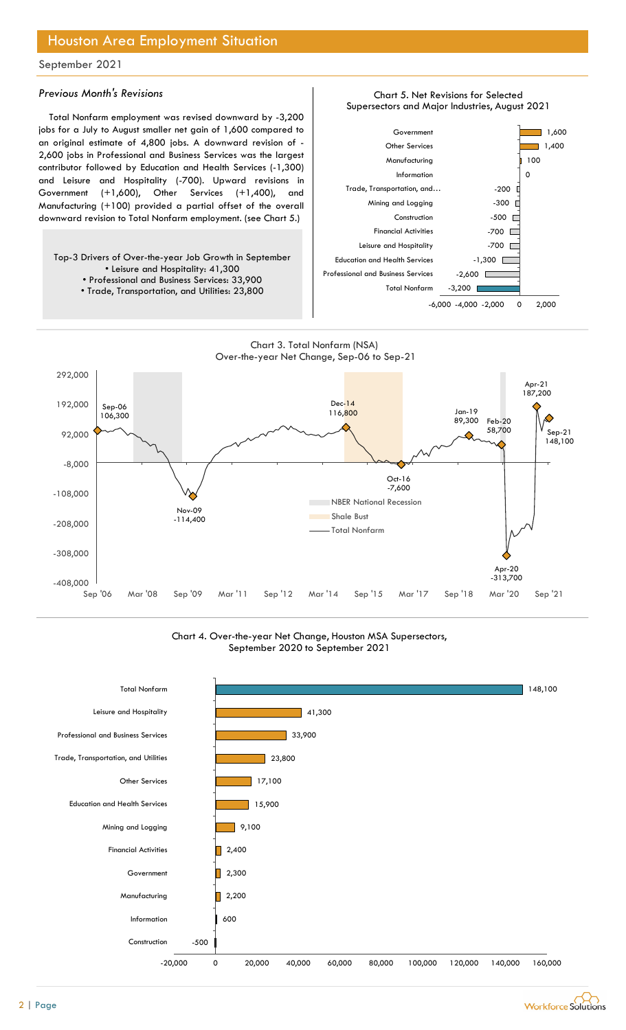## Houston Area Employment Situation

September 2021

### *Previous Month's Revisions*

Total Nonfarm employment was revised downward by -3,200 jobs for a July to August smaller net gain of 1,600 compared to an original estimate of 4,800 jobs. A downward revision of -2,600 jobs in Professional and Business Services was the largest contributor followed by Education and Health Services (-1,300) and Leisure and Hospitality (-700). Upward revisions in Government (+1,600), Other Services (+1,400), and Manufacturing (+100) provided a partial offset of the overall downward revision to Total Nonfarm employment. (see Chart 5.)

Top-3 Drivers of Over-the-year Job Growth in September
- Leisure and Hospitality: 41,300
- Professional and Business Services: 33,900
- Trade, Transportation, and Utilities: 23,800

Chart 5. Net Revisions for Selected Supersectors and Major Industries, August 2021

| Supersector | Revision |
|---|---|
| Government | 1,600 |
| Other Services | 1,400 |
| Manufacturing | 100 |
| Information | 0 |
| Trade, Transportation, and… | -200 |
| Mining and Logging | -300 |
| Construction | -500 |
| Financial Activities | -700 |
| Leisure and Hospitality | -700 |
| Education and Health Services | -1,300 |
| Professional and Business Services | -2,600 |
| Total Nonfarm | -3,200 |

Chart 3. Total Nonfarm (NSA) Over-the-year Net Change, Sep-06 to Sep-21

| Point | Net Change |
|---|---|
| Sep-06 | 106,300 |
| Nov-09 | -114,400 |
| Dec-14 | 116,800 |
| Oct-16 | -7,600 |
| Jan-19 | 89,300 |
| Feb-20 | 58,700 |
| Apr-20 | -313,700 |
| Apr-21 | 187,200 |
| Sep-21 | 148,100 |

Legend: NBER National Recession; Shale Bust; Total Nonfarm

Chart 4. Over-the-year Net Change, Houston MSA Supersectors, September 2020 to September 2021

| Supersector | Net Change |
|---|---|
| Total Nonfarm | 148,100 |
| Leisure and Hospitality | 41,300 |
| Professional and Business Services | 33,900 |
| Trade, Transportation, and Utilities | 23,800 |
| Other Services | 17,100 |
| Education and Health Services | 15,900 |
| Mining and Logging | 9,100 |
| Financial Activities | 2,400 |
| Government | 2,300 |
| Manufacturing | 2,200 |
| Information | 600 |
| Construction | -500 |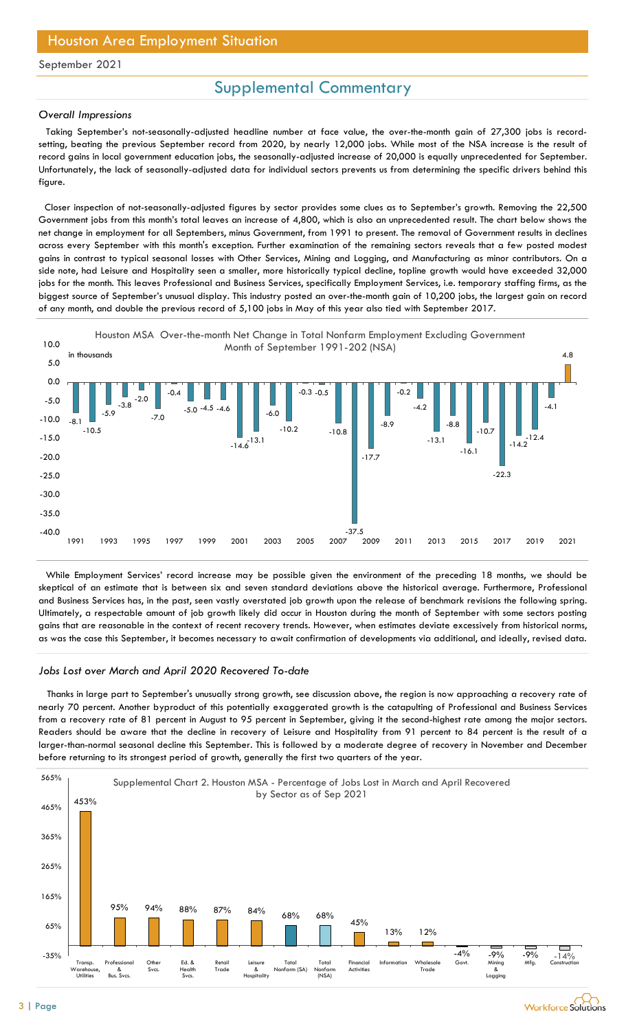# Houston Area Employment Situation

September 2021

## Supplemental Commentary

### *Overall Impressions*

Taking September's not-seasonally-adjusted headline number at face value, the over-the-month gain of 27,300 jobs is record-setting, beating the previous September record from 2020, by nearly 12,000 jobs. While most of the NSA increase is the result of record gains in local government education jobs, the seasonally-adjusted increase of 20,000 is equally unprecedented for September. Unfortunately, the lack of seasonally-adjusted data for individual sectors prevents us from determining the specific drivers behind this figure.

Closer inspection of not-seasonally-adjusted figures by sector provides some clues as to September's growth. Removing the 22,500 Government jobs from this month's total leaves an increase of 4,800, which is also an unprecedented result. The chart below shows the net change in employment for all Septembers, minus Government, from 1991 to present. The removal of Government results in declines across every September with this month's exception. Further examination of the remaining sectors reveals that a few posted modest gains in contrast to typical seasonal losses with Other Services, Mining and Logging, and Manufacturing as minor contributors. On a side note, had Leisure and Hospitality seen a smaller, more historically typical decline, topline growth would have exceeded 32,000 jobs for the month. This leaves Professional and Business Services, specifically Employment Services, i.e. temporary staffing firms, as the biggest source of September's unusual display. This industry posted an over-the-month gain of 10,200 jobs, the largest gain on record of any month, and double the previous record of 5,100 jobs in May of this year also tied with September 2017.

Houston MSA Over-the-month Net Change in Total Nonfarm Employment Excluding Government
Month of September 1991-202 (NSA)
in thousands

| Year | Change |
|---|---|
| 1991 | -8.1 |
| 1992 | -10.5 |
| 1993 | -5.9 |
| 1994 | -3.8 |
| 1995 | -2.0 |
| 1996 | -7.0 |
| 1997 | -0.4 |
| 1998 | -5.0 |
| 1999 | -4.5 |
| 2000 | -4.6 |
| 2001 | -14.6 |
| 2002 | -13.1 |
| 2003 | -6.0 |
| 2004 | -10.2 |
| 2005 | -0.3 |
| 2006 | -0.5 |
| 2007 | -10.8 |
| 2008 | -37.5 |
| 2009 | -17.7 |
| 2010 | -8.9 |
| 2011 | -0.2 |
| 2012 | -4.2 |
| 2013 | -13.1 |
| 2014 | -8.8 |
| 2015 | -16.1 |
| 2016 | -10.7 |
| 2017 | -22.3 |
| 2018 | -14.2 |
| 2019 | -12.4 |
| 2020 | -4.1 |
| 2021 | 4.8 |

While Employment Services' record increase may be possible given the environment of the preceding 18 months, we should be skeptical of an estimate that is between six and seven standard deviations above the historical average. Furthermore, Professional and Business Services has, in the past, seen vastly overstated job growth upon the release of benchmark revisions the following spring. Ultimately, a respectable amount of job growth likely did occur in Houston during the month of September with some sectors posting gains that are reasonable in the context of recent recovery trends. However, when estimates deviate excessively from historical norms, as was the case this September, it becomes necessary to await confirmation of developments via additional, and ideally, revised data.

### *Jobs Lost over March and April 2020 Recovered To-date*

Thanks in large part to September's unusually strong growth, see discussion above, the region is now approaching a recovery rate of nearly 70 percent. Another byproduct of this potentially exaggerated growth is the catapulting of Professional and Business Services from a recovery rate of 81 percent in August to 95 percent in September, giving it the second-highest rate among the major sectors. Readers should be aware that the decline in recovery of Leisure and Hospitality from 91 percent to 84 percent is the result of a larger-than-normal seasonal decline this September. This is followed by a moderate degree of recovery in November and December before returning to its strongest period of growth, generally the first two quarters of the year.

Supplemental Chart 2. Houston MSA - Percentage of Jobs Lost in March and April Recovered by Sector as of Sep 2021

| Sector | Recovered |
|---|---|
| Transp. Warehouse, Utilities | 453% |
| Professional & Bus. Svcs. | 95% |
| Other Svcs. | 94% |
| Ed. & Health Svcs. | 88% |
| Retail Trade | 87% |
| Leisure & Hospitality | 84% |
| Total Nonfarm (SA) | 68% |
| Total Nonfarm (NSA) | 68% |
| Financial Activities | 45% |
| Information | 13% |
| Wholesale Trade | 12% |
| Govt. | -4% |
| Mining & Logging | -9% |
| Mfg. | -9% |
| Construction | -14% |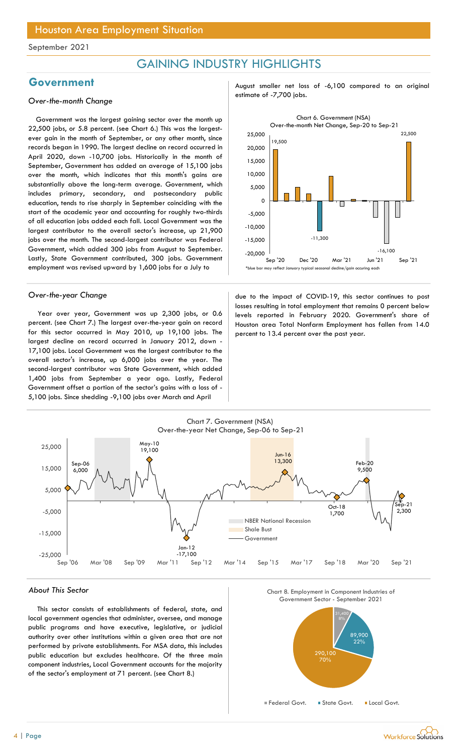September 2021

# GAINING INDUSTRY HIGHLIGHTS

## Government

*Over-the-month Change*

Government was the largest gaining sector over the month up 22,500 jobs, or 5.8 percent. (see Chart 6.) This was the largest-ever gain in the month of September, or any other month, since records began in 1990. The largest decline on record occurred in April 2020, down -10,700 jobs. Historically in the month of September, Government has added an average of 15,100 jobs over the month, which indicates that this month's gains are substantially above the long-term average. Government, which includes primary, secondary, and postsecondary public education, tends to rise sharply in September coinciding with the start of the academic year and accounting for roughly two-thirds of all education jobs added each fall. Local Government was the largest contributor to the overall sector's increase, up 21,900 jobs over the month. The second-largest contributor was Federal Government, which added 300 jobs from August to September. Lastly, State Government contributed, 300 jobs. Government employment was revised upward by 1,600 jobs for a July to August smaller net loss of -6,100 compared to an original estimate of -7,700 jobs.

Chart 6. Government (NSA) Over-the-month Net Change, Sep-20 to Sep-21

*blue bar may reflect January typical seasonal decline/gain occuring each

*Over-the-year Change*

Year over year, Government was up 2,300 jobs, or 0.6 percent. (see Chart 7.) The largest over-the-year gain on record for this sector occurred in May 2010, up 19,100 jobs. The largest decline on record occurred in January 2012, down -17,100 jobs. Local Government was the largest contributor to the overall sector's increase, up 6,000 jobs over the year. The second-largest contributor was State Government, which added 1,400 jobs from September a year ago. Lastly, Federal Government offset a portion of the sector's gains with a loss of -5,100 jobs. Since shedding -9,100 jobs over March and April due to the impact of COVID-19, this sector continues to post losses resulting in total employment that remains 0 percent below levels reported in February 2020. Government's share of Houston area Total Nonfarm Employment has fallen from 14.0 percent to 13.4 percent over the past year.

Chart 7. Government (NSA) Over-the-year Net Change, Sep-06 to Sep-21

*About This Sector*

This sector consists of establishments of federal, state, and local government agencies that administer, oversee, and manage public programs and have executive, legislative, or judicial authority over other institutions within a given area that are not performed by private establishments. For MSA data, this includes public education but excludes healthcare. Of the three main component industries, Local Government accounts for the majority of the sector's employment at 71 percent. (see Chart 8.)

Chart 8. Employment in Component Industries of Government Sector - September 2021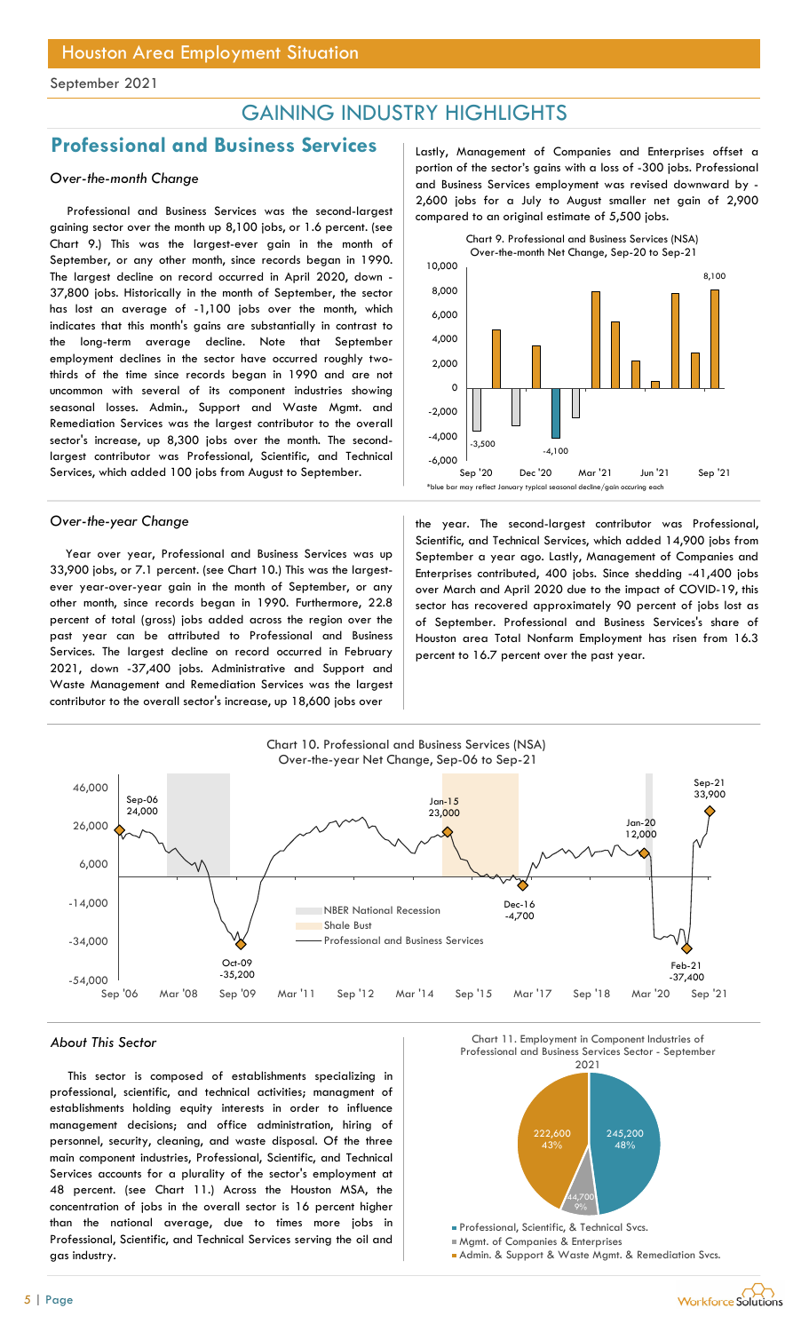## GAINING INDUSTRY HIGHLIGHTS

## Professional and Business Services

### *Over-the-month Change*

Professional and Business Services was the second-largest gaining sector over the month up 8,100 jobs, or 1.6 percent. (see Chart 9.) This was the largest-ever gain in the month of September, or any other month, since records began in 1990. The largest decline on record occurred in April 2020, down -37,800 jobs. Historically in the month of September, the sector has lost an average of -1,100 jobs over the month, which indicates that this month's gains are substantially in contrast to the long-term average decline. Note that September employment declines in the sector have occurred roughly two-thirds of the time since records began in 1990 and are not uncommon with several of its component industries showing seasonal losses. Admin., Support and Waste Mgmt. and Remediation Services was the largest contributor to the overall sector's increase, up 8,300 jobs over the month. The second-largest contributor was Professional, Scientific, and Technical Services, which added 100 jobs from August to September.

Lastly, Management of Companies and Enterprises offset a portion of the sector's gains with a loss of -300 jobs. Professional and Business Services employment was revised downward by -2,600 jobs for a July to August smaller net gain of 2,900 compared to an original estimate of 5,500 jobs.

Chart 9. Professional and Business Services (NSA) Over-the-month Net Change, Sep-20 to Sep-21

*blue bar may reflect January typical seasonal decline/gain occuring each

### *Over-the-year Change*

Year over year, Professional and Business Services was up 33,900 jobs, or 7.1 percent. (see Chart 10.) This was the largest-ever year-over-year gain in the month of September, or any other month, since records began in 1990. Furthermore, 22.8 percent of total (gross) jobs added across the region over the past year can be attributed to Professional and Business Services. The largest decline on record occurred in February 2021, down -37,400 jobs. Administrative and Support and Waste Management and Remediation Services was the largest contributor to the overall sector's increase, up 18,600 jobs over the year. The second-largest contributor was Professional, Scientific, and Technical Services, which added 14,900 jobs from September a year ago. Lastly, Management of Companies and Enterprises contributed, 400 jobs. Since shedding -41,400 jobs over March and April 2020 due to the impact of COVID-19, this sector has recovered approximately 90 percent of jobs lost as of September. Professional and Business Services's share of Houston area Total Nonfarm Employment has risen from 16.3 percent to 16.7 percent over the past year.

Chart 10. Professional and Business Services (NSA) Over-the-year Net Change, Sep-06 to Sep-21

### *About This Sector*

This sector is composed of establishments specializing in professional, scientific, and technical activities; managment of establishments holding equity interests in order to influence management decisions; and office administration, hiring of personnel, security, cleaning, and waste disposal. Of the three main component industries, Professional, Scientific, and Technical Services accounts for a plurality of the sector's employment at 48 percent. (see Chart 11.) Across the Houston MSA, the concentration of jobs in the overall sector is 16 percent higher than the national average, due to times more jobs in Professional, Scientific, and Technical Services serving the oil and gas industry.

Chart 11. Employment in Component Industries of Professional and Business Services Sector - September 2021

- Professional, Scientific, & Technical Svcs. — 245,200 (48%)
- Mgmt. of Companies & Enterprises — 44,700 (9%)
- Admin. & Support & Waste Mgmt. & Remediation Svcs. — 222,600 (43%)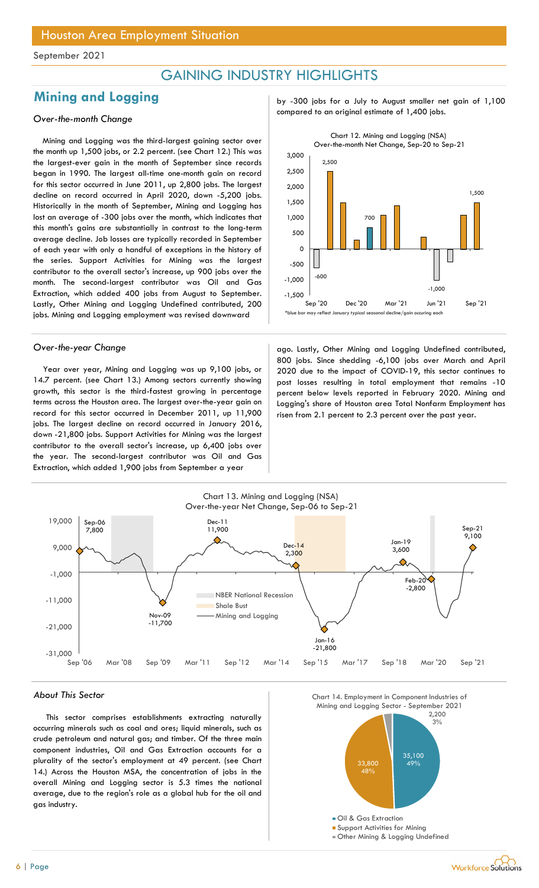# GAINING INDUSTRY HIGHLIGHTS

## Mining and Logging

### *Over-the-month Change*

Mining and Logging was the third-largest gaining sector over the month up 1,500 jobs, or 2.2 percent. (see Chart 12.) This was the largest-ever gain in the month of September since records began in 1990. The largest all-time one-month gain on record for this sector occurred in June 2011, up 2,800 jobs. The largest decline on record occurred in April 2020, down -5,200 jobs. Historically in the month of September, Mining and Logging has lost an average of -300 jobs over the month, which indicates that this month's gains are substantially in contrast to the long-term average decline. Job losses are typically recorded in September of each year with only a handful of exceptions in the history of the series. Support Activities for Mining was the largest contributor to the overall sector's increase, up 900 jobs over the month. The second-largest contributor was Oil and Gas Extraction, which added 400 jobs from August to September. Lastly, Other Mining and Logging Undefined contributed, 200 jobs. Mining and Logging employment was revised downward by -300 jobs for a July to August smaller net gain of 1,100 compared to an original estimate of 1,400 jobs.

Chart 12. Mining and Logging (NSA) Over-the-month Net Change, Sep-20 to Sep-21

*blue bar may reflect January typical seasonal decline/gain occuring each

### *Over-the-year Change*

Year over year, Mining and Logging was up 9,100 jobs, or 14.7 percent. (see Chart 13.) Among sectors currently showing growth, this sector is the third-fastest growing in percentage terms across the Houston area. The largest over-the-year gain on record for this sector occurred in December 2011, up 11,900 jobs. The largest decline on record occurred in January 2016, down -21,800 jobs. Support Activities for Mining was the largest contributor to the overall sector's increase, up 6,400 jobs over the year. The second-largest contributor was Oil and Gas Extraction, which added 1,900 jobs from September a year ago. Lastly, Other Mining and Logging Undefined contributed, 800 jobs. Since shedding -6,100 jobs over March and April 2020 due to the impact of COVID-19, this sector continues to post losses resulting in total employment that remains -10 percent below levels reported in February 2020. Mining and Logging's share of Houston area Total Nonfarm Employment has risen from 2.1 percent to 2.3 percent over the past year.

Chart 13. Mining and Logging (NSA) Over-the-year Net Change, Sep-06 to Sep-21

### *About This Sector*

This sector comprises establishments extracting naturally occurring minerals such as coal and ores; liquid minerals, such as crude petroleum and natural gas; and timber. Of the three main component industries, Oil and Gas Extraction accounts for a plurality of the sector's employment at 49 percent. (see Chart 14.) Across the Houston MSA, the concentration of jobs in the overall Mining and Logging sector is 5.3 times the national average, due to the region's role as a global hub for the oil and gas industry.

Chart 14. Employment in Component Industries of Mining and Logging Sector - September 2021

| Component Industry | Employment | Share |
|---|---|---|
| Oil & Gas Extraction | 35,100 | 49% |
| Support Activities for Mining | 33,800 | 48% |
| Other Mining & Logging Undefined | 2,200 | 3% |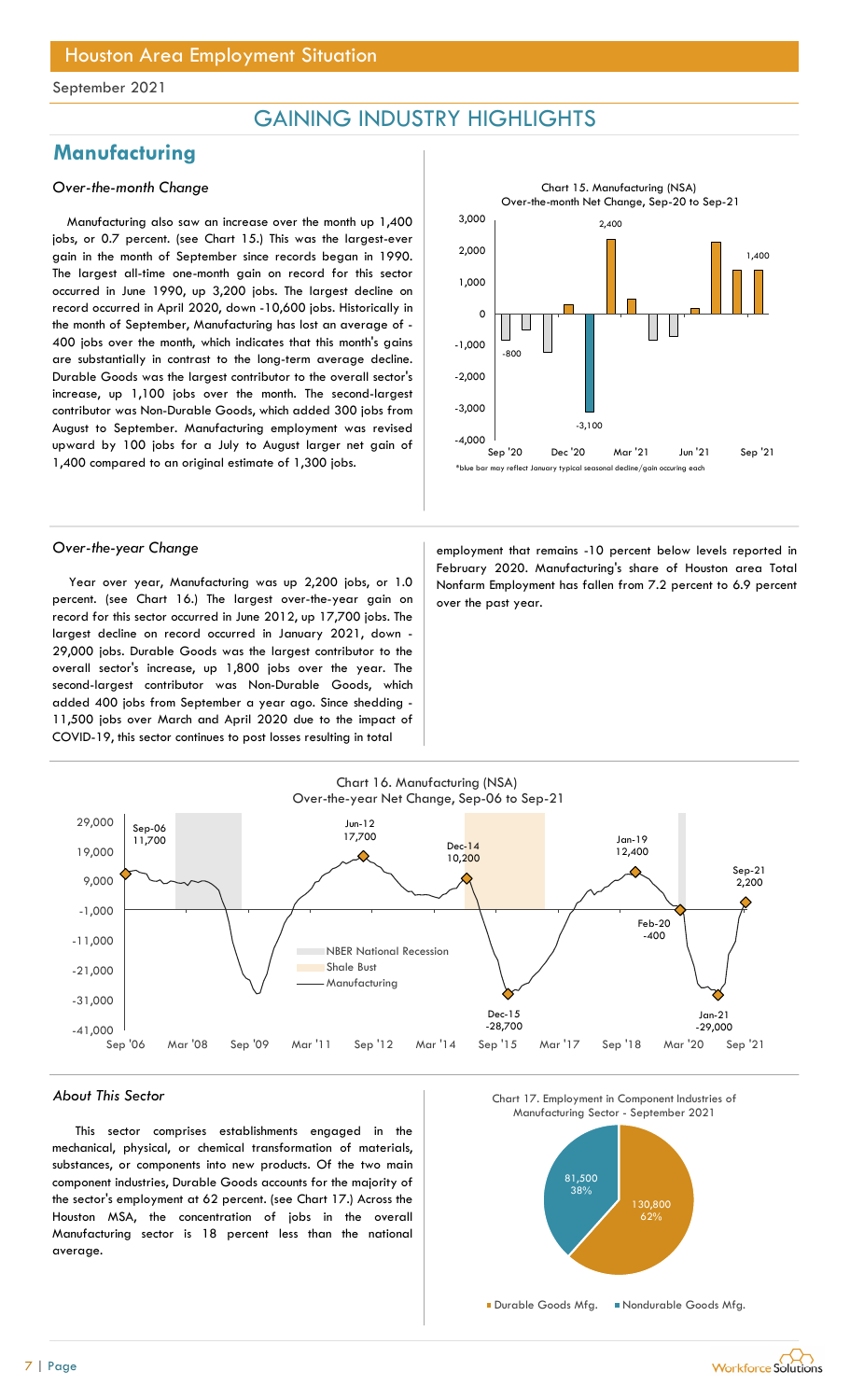September 2021

# GAINING INDUSTRY HIGHLIGHTS

## Manufacturing

### *Over-the-month Change*

Manufacturing also saw an increase over the month up 1,400 jobs, or 0.7 percent. (see Chart 15.) This was the largest-ever gain in the month of September since records began in 1990. The largest all-time one-month gain on record for this sector occurred in June 1990, up 3,200 jobs. The largest decline on record occurred in April 2020, down -10,600 jobs. Historically in the month of September, Manufacturing has lost an average of -400 jobs over the month, which indicates that this month's gains are substantially in contrast to the long-term average decline. Durable Goods was the largest contributor to the overall sector's increase, up 1,100 jobs over the month. The second-largest contributor was Non-Durable Goods, which added 300 jobs from August to September. Manufacturing employment was revised upward by 100 jobs for a July to August larger net gain of 1,400 compared to an original estimate of 1,300 jobs.

Chart 15. Manufacturing (NSA)
Over-the-month Net Change, Sep-20 to Sep-21

*blue bar may reflect January typical seasonal decline/gain occuring each

### *Over-the-year Change*

Year over year, Manufacturing was up 2,200 jobs, or 1.0 percent. (see Chart 16.) The largest over-the-year gain on record for this sector occurred in June 2012, up 17,700 jobs. The largest decline on record occurred in January 2021, down -29,000 jobs. Durable Goods was the largest contributor to the overall sector's increase, up 1,800 jobs over the year. The second-largest contributor was Non-Durable Goods, which added 400 jobs from September a year ago. Since shedding -11,500 jobs over March and April 2020 due to the impact of COVID-19, this sector continues to post losses resulting in total employment that remains -10 percent below levels reported in February 2020. Manufacturing's share of Houston area Total Nonfarm Employment has fallen from 7.2 percent to 6.9 percent over the past year.

Chart 16. Manufacturing (NSA)
Over-the-year Net Change, Sep-06 to Sep-21

### *About This Sector*

This sector comprises establishments engaged in the mechanical, physical, or chemical transformation of materials, substances, or components into new products. Of the two main component industries, Durable Goods accounts for the majority of the sector's employment at 62 percent. (see Chart 17.) Across the Houston MSA, the concentration of jobs in the overall Manufacturing sector is 18 percent less than the national average.

Chart 17. Employment in Component Industries of Manufacturing Sector - September 2021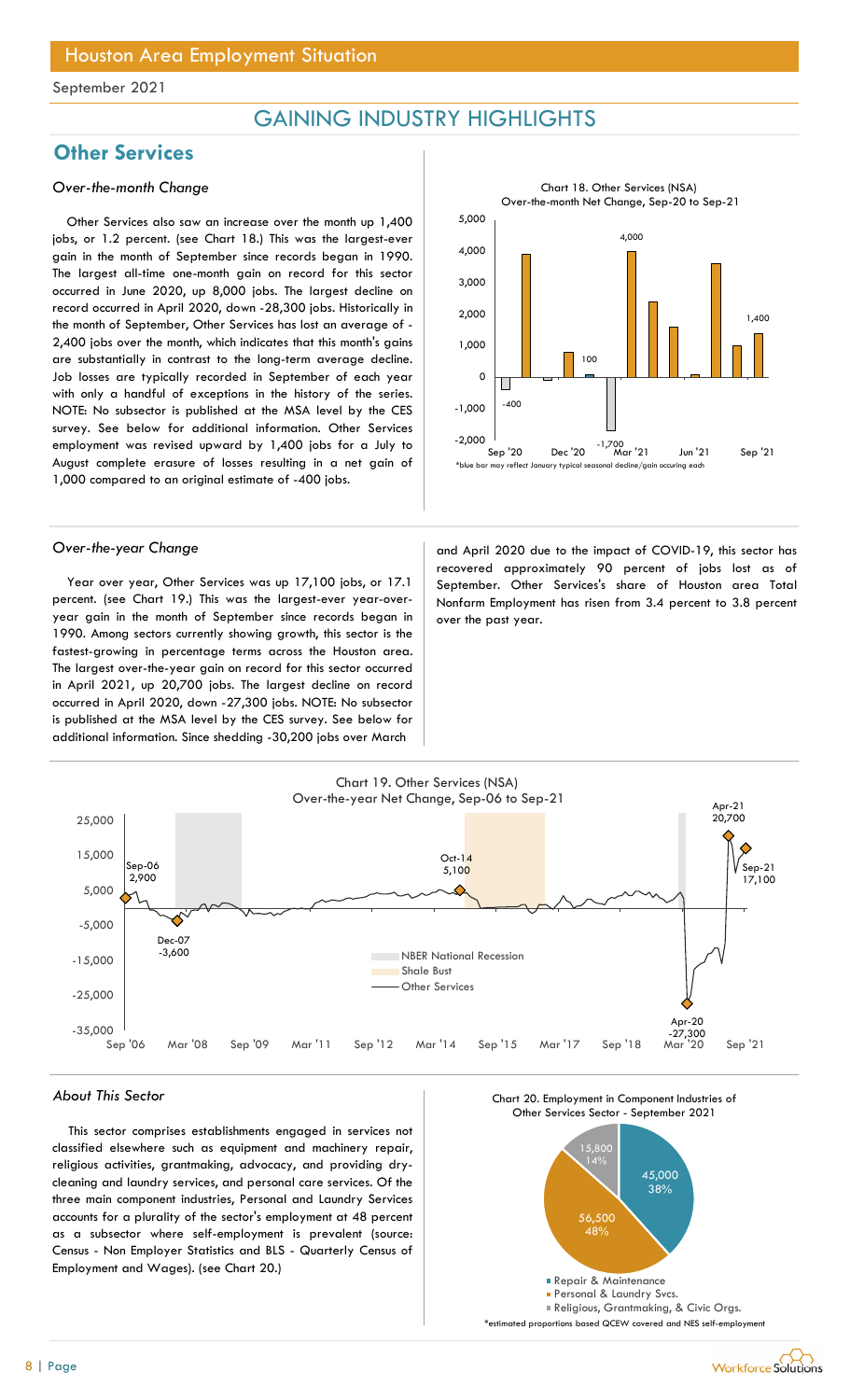## Houston Area Employment Situation

September 2021

# GAINING INDUSTRY HIGHLIGHTS

## Other Services

### *Over-the-month Change*

Other Services also saw an increase over the month up 1,400 jobs, or 1.2 percent. (see Chart 18.) This was the largest-ever gain in the month of September since records began in 1990. The largest all-time one-month gain on record for this sector occurred in June 2020, up 8,000 jobs. The largest decline on record occurred in April 2020, down -28,300 jobs. Historically in the month of September, Other Services has lost an average of -2,400 jobs over the month, which indicates that this month's gains are substantially in contrast to the long-term average decline. Job losses are typically recorded in September of each year with only a handful of exceptions in the history of the series. NOTE: No subsector is published at the MSA level by the CES survey. See below for additional information. Other Services employment was revised upward by 1,400 jobs for a July to August complete erasure of losses resulting in a net gain of 1,000 compared to an original estimate of -400 jobs.

Chart 18. Other Services (NSA) Over-the-month Net Change, Sep-20 to Sep-21

*blue bar may reflect January typical seasonal decline/gain occuring each

### *Over-the-year Change*

Year over year, Other Services was up 17,100 jobs, or 17.1 percent. (see Chart 19.) This was the largest-ever year-over-year gain in the month of September since records began in 1990. Among sectors currently showing growth, this sector is the fastest-growing in percentage terms across the Houston area. The largest over-the-year gain on record for this sector occurred in April 2021, up 20,700 jobs. The largest decline on record occurred in April 2020, down -27,300 jobs. NOTE: No subsector is published at the MSA level by the CES survey. See below for additional information. Since shedding -30,200 jobs over March and April 2020 due to the impact of COVID-19, this sector has recovered approximately 90 percent of jobs lost as of September. Other Services's share of Houston area Total Nonfarm Employment has risen from 3.4 percent to 3.8 percent over the past year.

Chart 19. Other Services (NSA) Over-the-year Net Change, Sep-06 to Sep-21

### *About This Sector*

This sector comprises establishments engaged in services not classified elsewhere such as equipment and machinery repair, religious activities, grantmaking, advocacy, and providing dry-cleaning and laundry services, and personal care services. Of the three main component industries, Personal and Laundry Services accounts for a plurality of the sector's employment at 48 percent as a subsector where self-employment is prevalent (source: Census - Non Employer Statistics and BLS - Quarterly Census of Employment and Wages). (see Chart 20.)

Chart 20. Employment in Component Industries of Other Services Sector - September 2021

| Component | Employment | Share |
|---|---|---|
| Repair & Maintenance | 45,000 | 38% |
| Personal & Laundry Svcs. | 56,500 | 48% |
| Religious, Grantmaking, & Civic Orgs. | 15,800 | 14% |

*estimated proportions based QCEW covered and NES self-employment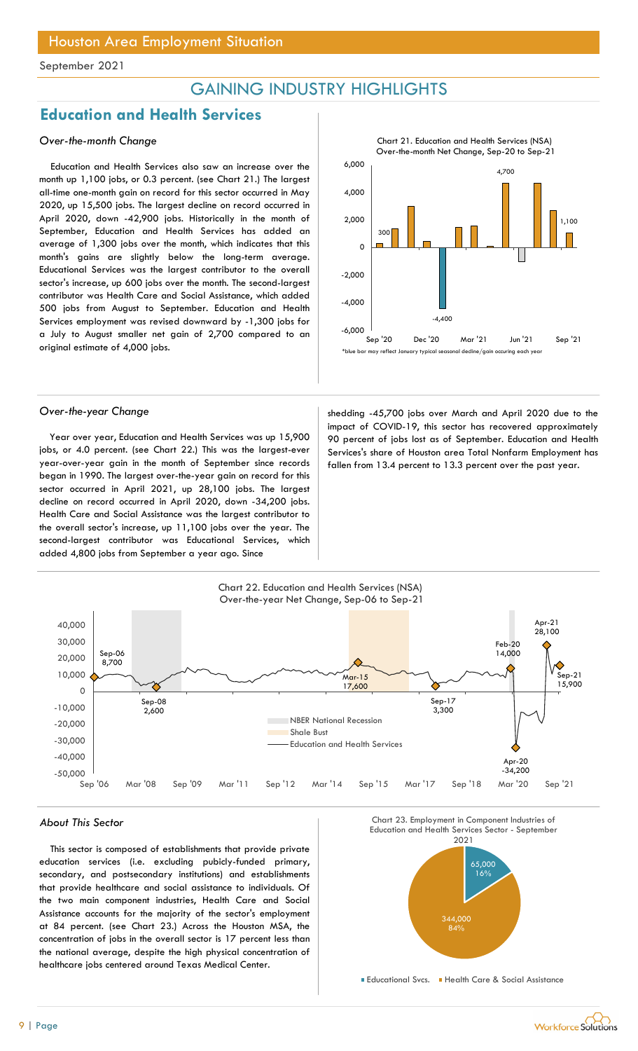Houston Area Employment Situation

September 2021

# GAINING INDUSTRY HIGHLIGHTS

## Education and Health Services

### *Over-the-month Change*

Education and Health Services also saw an increase over the month up 1,100 jobs, or 0.3 percent. (see Chart 21.) The largest all-time one-month gain on record for this sector occurred in May 2020, up 15,500 jobs. The largest decline on record occurred in April 2020, down -42,900 jobs. Historically in the month of September, Education and Health Services has added an average of 1,300 jobs over the month, which indicates that this month's gains are slightly below the long-term average. Educational Services was the largest contributor to the overall sector's increase, up 600 jobs over the month. The second-largest contributor was Health Care and Social Assistance, which added 500 jobs from August to September. Education and Health Services employment was revised downward by -1,300 jobs for a July to August smaller net gain of 2,700 compared to an original estimate of 4,000 jobs.

Chart 21. Education and Health Services (NSA) Over-the-month Net Change, Sep-20 to Sep-21

*blue bar may reflect January typical seasonal decline/gain occuring each year

### *Over-the-year Change*

Year over year, Education and Health Services was up 15,900 jobs, or 4.0 percent. (see Chart 22.) This was the largest-ever year-over-year gain in the month of September since records began in 1990. The largest over-the-year gain on record for this sector occurred in April 2021, up 28,100 jobs. The largest decline on record occurred in April 2020, down -34,200 jobs. Health Care and Social Assistance was the largest contributor to the overall sector's increase, up 11,100 jobs over the year. The second-largest contributor was Educational Services, which added 4,800 jobs from September a year ago. Since shedding -45,700 jobs over March and April 2020 due to the impact of COVID-19, this sector has recovered approximately 90 percent of jobs lost as of September. Education and Health Services's share of Houston area Total Nonfarm Employment has fallen from 13.4 percent to 13.3 percent over the past year.

Chart 22. Education and Health Services (NSA) Over-the-year Net Change, Sep-06 to Sep-21

### *About This Sector*

This sector is composed of establishments that provide private education services (i.e. excluding pubicly-funded primary, secondary, and postsecondary institutions) and establishments that provide healthcare and social assistance to individuals. Of the two main component industries, Health Care and Social Assistance accounts for the majority of the sector's employment at 84 percent. (see Chart 23.) Across the Houston MSA, the concentration of jobs in the overall sector is 17 percent less than the national average, despite the high physical concentration of healthcare jobs centered around Texas Medical Center.

Chart 23. Employment in Component Industries of Education and Health Services Sector - September 2021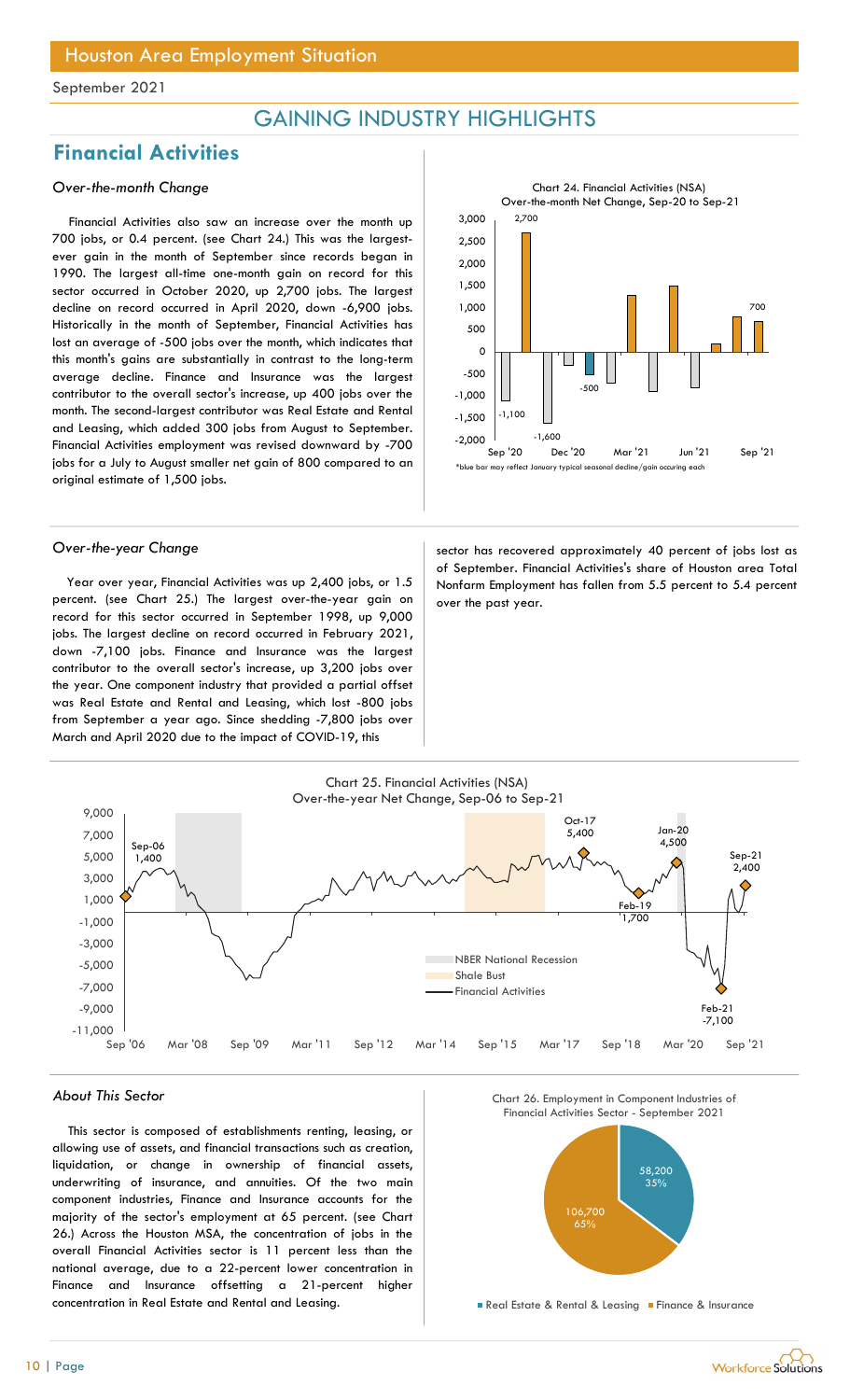Houston Area Employment Situation

September 2021

# GAINING INDUSTRY HIGHLIGHTS

## Financial Activities

### *Over-the-month Change*

Financial Activities also saw an increase over the month up 700 jobs, or 0.4 percent. (see Chart 24.) This was the largest-ever gain in the month of September since records began in 1990. The largest all-time one-month gain on record for this sector occurred in October 2020, up 2,700 jobs. The largest decline on record occurred in April 2020, down -6,900 jobs. Historically in the month of September, Financial Activities has lost an average of -500 jobs over the month, which indicates that this month's gains are substantially in contrast to the long-term average decline. Finance and Insurance was the largest contributor to the overall sector's increase, up 400 jobs over the month. The second-largest contributor was Real Estate and Rental and Leasing, which added 300 jobs from August to September. Financial Activities employment was revised downward by -700 jobs for a July to August smaller net gain of 800 compared to an original estimate of 1,500 jobs.

Chart 24. Financial Activities (NSA) Over-the-month Net Change, Sep-20 to Sep-21

*blue bar may reflect January typical seasonal decline/gain occuring each

### *Over-the-year Change*

Year over year, Financial Activities was up 2,400 jobs, or 1.5 percent. (see Chart 25.) The largest over-the-year gain on record for this sector occurred in September 1998, up 9,000 jobs. The largest decline on record occurred in February 2021, down -7,100 jobs. Finance and Insurance was the largest contributor to the overall sector's increase, up 3,200 jobs over the year. One component industry that provided a partial offset was Real Estate and Rental and Leasing, which lost -800 jobs from September a year ago. Since shedding -7,800 jobs over March and April 2020 due to the impact of COVID-19, this sector has recovered approximately 40 percent of jobs lost as of September. Financial Activities's share of Houston area Total Nonfarm Employment has fallen from 5.5 percent to 5.4 percent over the past year.

Chart 25. Financial Activities (NSA) Over-the-year Net Change, Sep-06 to Sep-21

### *About This Sector*

This sector is composed of establishments renting, leasing, or allowing use of assets, and financial transactions such as creation, liquidation, or change in ownership of financial assets, underwriting of insurance, and annuities. Of the two main component industries, Finance and Insurance accounts for the majority of the sector's employment at 65 percent. (see Chart 26.) Across the Houston MSA, the concentration of jobs in the overall Financial Activities sector is 11 percent less than the national average, due to a 22-percent lower concentration in Finance and Insurance offsetting a 21-percent higher concentration in Real Estate and Rental and Leasing.

Chart 26. Employment in Component Industries of Financial Activities Sector - September 2021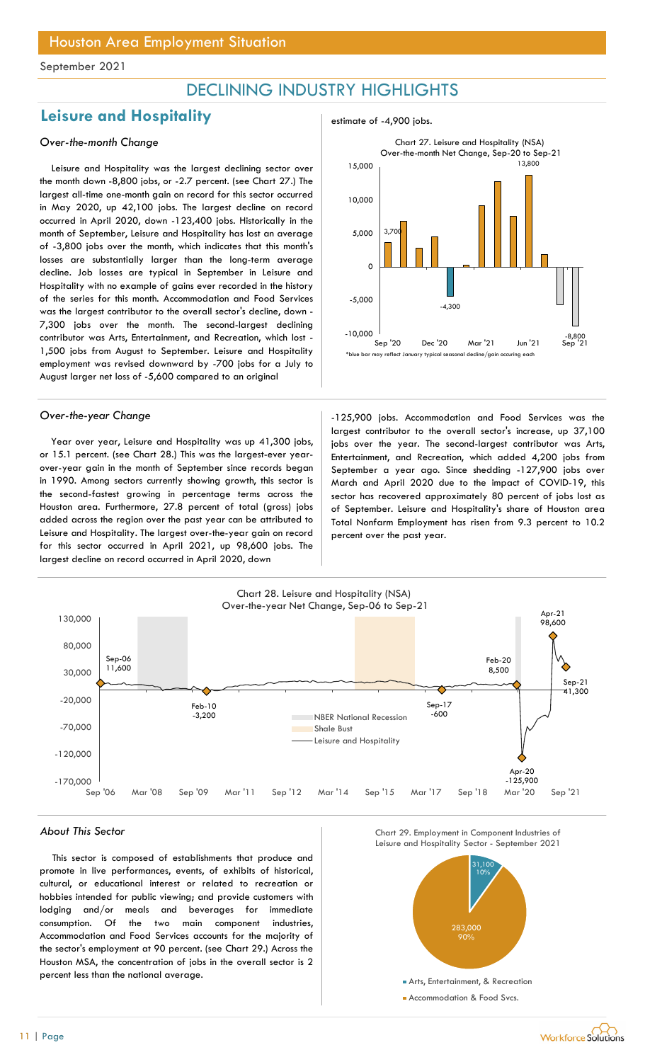## Houston Area Employment Situation

September 2021

# DECLINING INDUSTRY HIGHLIGHTS

## Leisure and Hospitality

### *Over-the-month Change*

Leisure and Hospitality was the largest declining sector over the month down -8,800 jobs, or -2.7 percent. (see Chart 27.) The largest all-time one-month gain on record for this sector occurred in May 2020, up 42,100 jobs. The largest decline on record occurred in April 2020, down -123,400 jobs. Historically in the month of September, Leisure and Hospitality has lost an average of -3,800 jobs over the month, which indicates that this month's losses are substantially larger than the long-term average decline. Job losses are typical in September in Leisure and Hospitality with no example of gains ever recorded in the history of the series for this month. Accommodation and Food Services was the largest contributor to the overall sector's decline, down -7,300 jobs over the month. The second-largest declining contributor was Arts, Entertainment, and Recreation, which lost -1,500 jobs from August to September. Leisure and Hospitality employment was revised downward by -700 jobs for a July to August larger net loss of -5,600 compared to an original estimate of -4,900 jobs.

Chart 27. Leisure and Hospitality (NSA) Over-the-month Net Change, Sep-20 to Sep-21

*blue bar may reflect January typical seasonal decline/gain occuring each

### *Over-the-year Change*

Year over year, Leisure and Hospitality was up 41,300 jobs, or 15.1 percent. (see Chart 28.) This was the largest-ever year-over-year gain in the month of September since records began in 1990. Among sectors currently showing growth, this sector is the second-fastest growing in percentage terms across the Houston area. Furthermore, 27.8 percent of total (gross) jobs added across the region over the past year can be attributed to Leisure and Hospitality. The largest over-the-year gain on record for this sector occurred in April 2021, up 98,600 jobs. The largest decline on record occurred in April 2020, down -125,900 jobs. Accommodation and Food Services was the largest contributor to the overall sector's increase, up 37,100 jobs over the year. The second-largest contributor was Arts, Entertainment, and Recreation, which added 4,200 jobs from September a year ago. Since shedding -127,900 jobs over March and April 2020 due to the impact of COVID-19, this sector has recovered approximately 80 percent of jobs lost as of September. Leisure and Hospitality's share of Houston area Total Nonfarm Employment has risen from 9.3 percent to 10.2 percent over the past year.

Chart 28. Leisure and Hospitality (NSA) Over-the-year Net Change, Sep-06 to Sep-21

### *About This Sector*

This sector is composed of establishments that produce and promote in live performances, events, of exhibits of historical, cultural, or educational interest or related to recreation or hobbies intended for public viewing; and provide customers with lodging and/or meals and beverages for immediate consumption. Of the two main component industries, Accommodation and Food Services accounts for the majority of the sector's employment at 90 percent. (see Chart 29.) Across the Houston MSA, the concentration of jobs in the overall sector is 2 percent less than the national average.

Chart 29. Employment in Component Industries of Leisure and Hospitality Sector - September 2021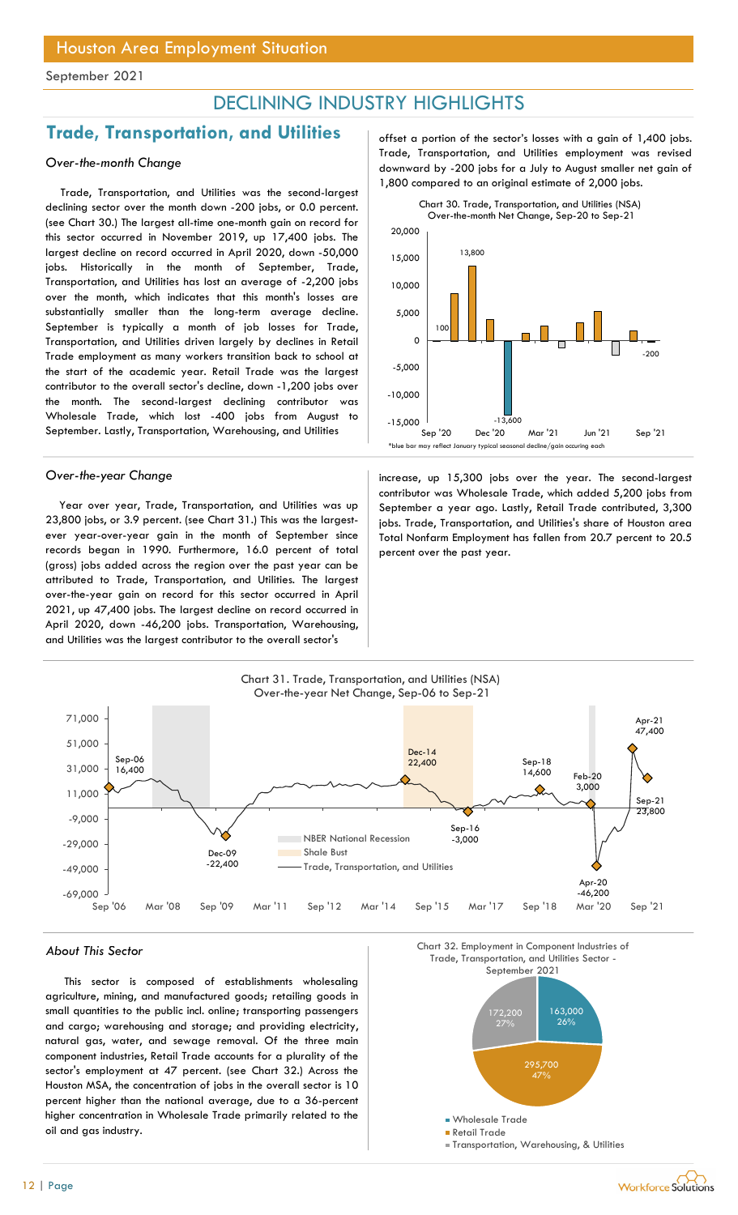## DECLINING INDUSTRY HIGHLIGHTS

## Trade, Transportation, and Utilities

### *Over-the-month Change*

Trade, Transportation, and Utilities was the second-largest declining sector over the month down -200 jobs, or 0.0 percent. (see Chart 30.) The largest all-time one-month gain on record for this sector occurred in November 2019, up 17,400 jobs. The largest decline on record occurred in April 2020, down -50,000 jobs. Historically in the month of September, Trade, Transportation, and Utilities has lost an average of -2,200 jobs over the month, which indicates that this month's losses are substantially smaller than the long-term average decline. September is typically a month of job losses for Trade, Transportation, and Utilities driven largely by declines in Retail Trade employment as many workers transition back to school at the start of the academic year. Retail Trade was the largest contributor to the overall sector's decline, down -1,200 jobs over the month. The second-largest declining contributor was Wholesale Trade, which lost -400 jobs from August to September. Lastly, Transportation, Warehousing, and Utilities offset a portion of the sector's losses with a gain of 1,400 jobs. Trade, Transportation, and Utilities employment was revised downward by -200 jobs for a July to August smaller net gain of 1,800 compared to an original estimate of 2,000 jobs.

Chart 30. Trade, Transportation, and Utilities (NSA) Over-the-month Net Change, Sep-20 to Sep-21

*blue bar may reflect January typical seasonal decline/gain occuring each

### *Over-the-year Change*

Year over year, Trade, Transportation, and Utilities was up 23,800 jobs, or 3.9 percent. (see Chart 31.) This was the largest-ever year-over-year gain in the month of September since records began in 1990. Furthermore, 16.0 percent of total (gross) jobs added across the region over the past year can be attributed to Trade, Transportation, and Utilities. The largest over-the-year gain on record for this sector occurred in April 2021, up 47,400 jobs. The largest decline on record occurred in April 2020, down -46,200 jobs. Transportation, Warehousing, and Utilities was the largest contributor to the overall sector's increase, up 15,300 jobs over the year. The second-largest contributor was Wholesale Trade, which added 5,200 jobs from September a year ago. Lastly, Retail Trade contributed, 3,300 jobs. Trade, Transportation, and Utilities's share of Houston area Total Nonfarm Employment has fallen from 20.7 percent to 20.5 percent over the past year.

Chart 31. Trade, Transportation, and Utilities (NSA) Over-the-year Net Change, Sep-06 to Sep-21

### *About This Sector*

This sector is composed of establishments wholesaling agriculture, mining, and manufactured goods; retailing goods in small quantities to the public incl. online; transporting passengers and cargo; warehousing and storage; and providing electricity, natural gas, water, and sewage removal. Of the three main component industries, Retail Trade accounts for a plurality of the sector's employment at 47 percent. (see Chart 32.) Across the Houston MSA, the concentration of jobs in the overall sector is 10 percent higher than the national average, due to a 36-percent higher concentration in Wholesale Trade primarily related to the oil and gas industry.

Chart 32. Employment in Component Industries of Trade, Transportation, and Utilities Sector - September 2021

| Component | Employment | Share |
|---|---|---|
| Wholesale Trade | 163,000 | 26% |
| Retail Trade | 295,700 | 47% |
| Transportation, Warehousing, & Utilities | 172,200 | 27% |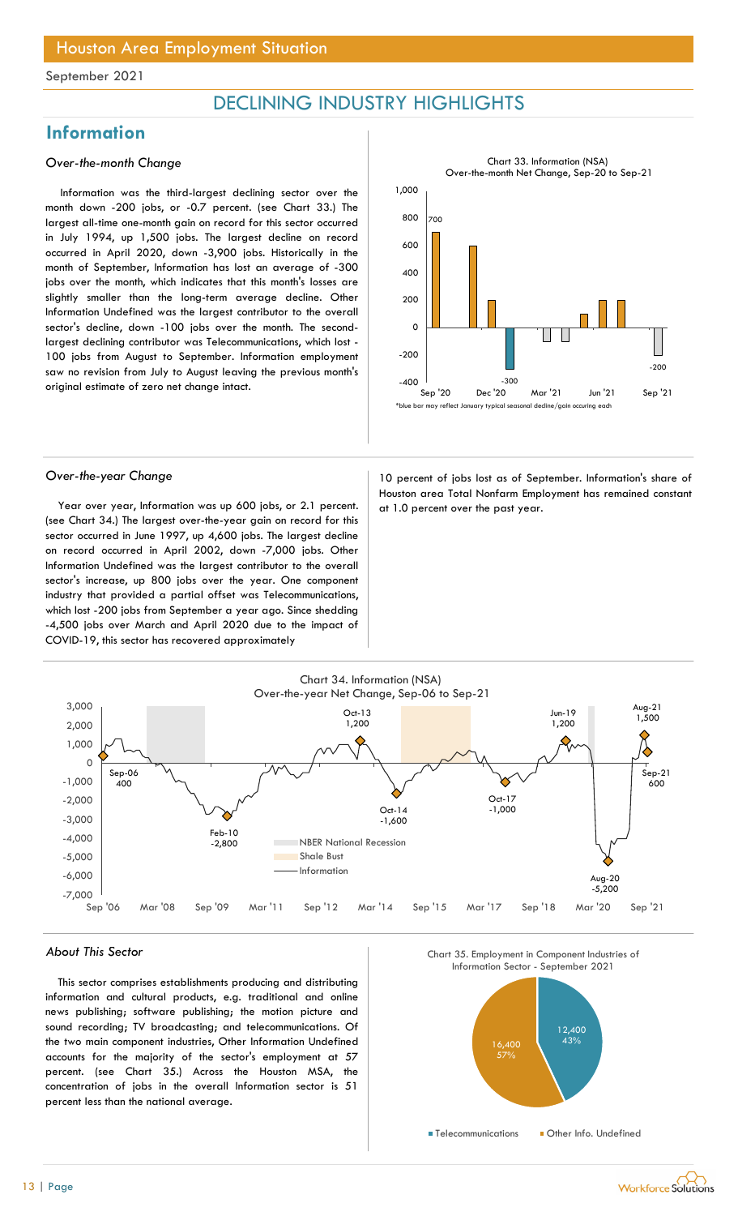Houston Area Employment Situation

September 2021

# DECLINING INDUSTRY HIGHLIGHTS

## Information

### *Over-the-month Change*

Information was the third-largest declining sector over the month down -200 jobs, or -0.7 percent. (see Chart 33.) The largest all-time one-month gain on record for this sector occurred in July 1994, up 1,500 jobs. The largest decline on record occurred in April 2020, down -3,900 jobs. Historically in the month of September, Information has lost an average of -300 jobs over the month, which indicates that this month's losses are slightly smaller than the long-term average decline. Other Information Undefined was the largest contributor to the overall sector's decline, down -100 jobs over the month. The second-largest declining contributor was Telecommunications, which lost -100 jobs from August to September. Information employment saw no revision from July to August leaving the previous month's original estimate of zero net change intact.

Chart 33. Information (NSA) Over-the-month Net Change, Sep-20 to Sep-21

*blue bar may reflect January typical seasonal decline/gain occuring each

### *Over-the-year Change*

Year over year, Information was up 600 jobs, or 2.1 percent. (see Chart 34.) The largest over-the-year gain on record for this sector occurred in June 1997, up 4,600 jobs. The largest decline on record occurred in April 2002, down -7,000 jobs. Other Information Undefined was the largest contributor to the overall sector's increase, up 800 jobs over the year. One component industry that provided a partial offset was Telecommunications, which lost -200 jobs from September a year ago. Since shedding -4,500 jobs over March and April 2020 due to the impact of COVID-19, this sector has recovered approximately 10 percent of jobs lost as of September. Information's share of Houston area Total Nonfarm Employment has remained constant at 1.0 percent over the past year.

Chart 34. Information (NSA) Over-the-year Net Change, Sep-06 to Sep-21

### *About This Sector*

This sector comprises establishments producing and distributing information and cultural products, e.g. traditional and online news publishing; software publishing; the motion picture and sound recording; TV broadcasting; and telecommunications. Of the two main component industries, Other Information Undefined accounts for the majority of the sector's employment at 57 percent. (see Chart 35.) Across the Houston MSA, the concentration of jobs in the overall Information sector is 51 percent less than the national average.

Chart 35. Employment in Component Industries of Information Sector - September 2021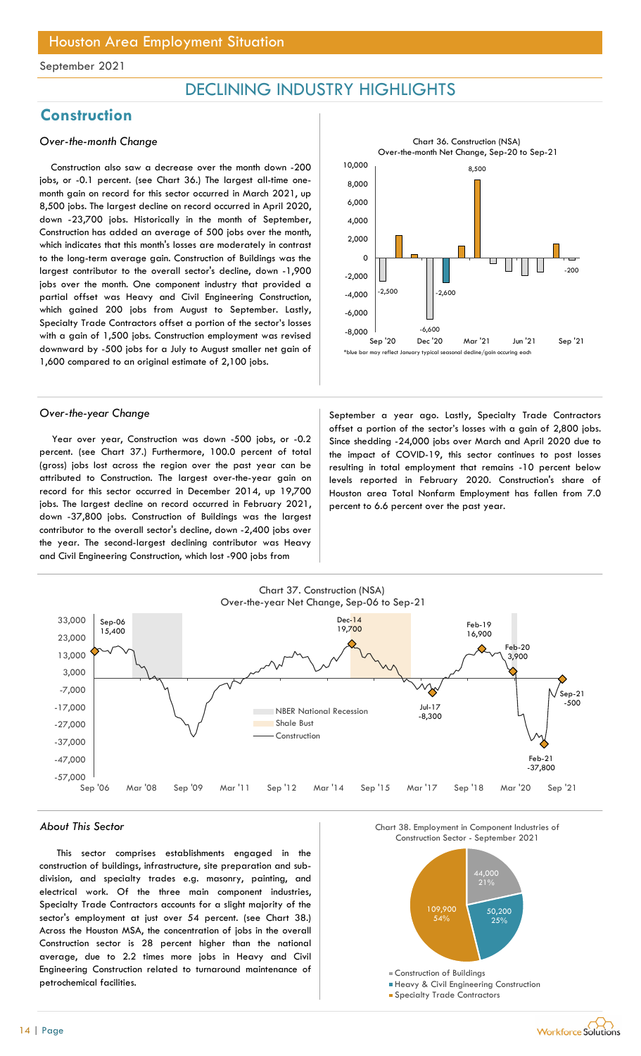## DECLINING INDUSTRY HIGHLIGHTS

## Construction

### Over-the-month Change

Construction also saw a decrease over the month down -200 jobs, or -0.1 percent. (see Chart 36.) The largest all-time one-month gain on record for this sector occurred in March 2021, up 8,500 jobs. The largest decline on record occurred in April 2020, down -23,700 jobs. Historically in the month of September, Construction has added an average of 500 jobs over the month, which indicates that this month's losses are moderately in contrast to the long-term average gain. Construction of Buildings was the largest contributor to the overall sector's decline, down -1,900 jobs over the month. One component industry that provided a partial offset was Heavy and Civil Engineering Construction, which gained 200 jobs from August to September. Lastly, Specialty Trade Contractors offset a portion of the sector's losses with a gain of 1,500 jobs. Construction employment was revised downward by -500 jobs for a July to August smaller net gain of 1,600 compared to an original estimate of 2,100 jobs.

Chart 36. Construction (NSA) Over-the-month Net Change, Sep-20 to Sep-21

*blue bar may reflect January typical seasonal decline/gain occuring each

### Over-the-year Change

Year over year, Construction was down -500 jobs, or -0.2 percent. (see Chart 37.) Furthermore, 100.0 percent of total (gross) jobs lost across the region over the past year can be attributed to Construction. The largest over-the-year gain on record for this sector occurred in December 2014, up 19,700 jobs. The largest decline on record occurred in February 2021, down -37,800 jobs. Construction of Buildings was the largest contributor to the overall sector's decline, down -2,400 jobs over the year. The second-largest declining contributor was Heavy and Civil Engineering Construction, which lost -900 jobs from September a year ago. Lastly, Specialty Trade Contractors offset a portion of the sector's losses with a gain of 2,800 jobs. Since shedding -24,000 jobs over March and April 2020 due to the impact of COVID-19, this sector continues to post losses resulting in total employment that remains -10 percent below levels reported in February 2020. Construction's share of Houston area Total Nonfarm Employment has fallen from 7.0 percent to 6.6 percent over the past year.

Chart 37. Construction (NSA) Over-the-year Net Change, Sep-06 to Sep-21

### About This Sector

This sector comprises establishments engaged in the construction of buildings, infrastructure, site preparation and sub-division, and specialty trades e.g. masonry, painting, and electrical work. Of the three main component industries, Specialty Trade Contractors accounts for a slight majority of the sector's employment at just over 54 percent. (see Chart 38.) Across the Houston MSA, the concentration of jobs in the overall Construction sector is 28 percent higher than the national average, due to 2.2 times more jobs in Heavy and Civil Engineering Construction related to turnaround maintenance of petrochemical facilities.

Chart 38. Employment in Component Industries of Construction Sector - September 2021

| Component Industry | Employment | Share |
|---|---|---|
| Construction of Buildings | 44,000 | 21% |
| Heavy & Civil Engineering Construction | 50,200 | 25% |
| Specialty Trade Contractors | 109,900 | 54% |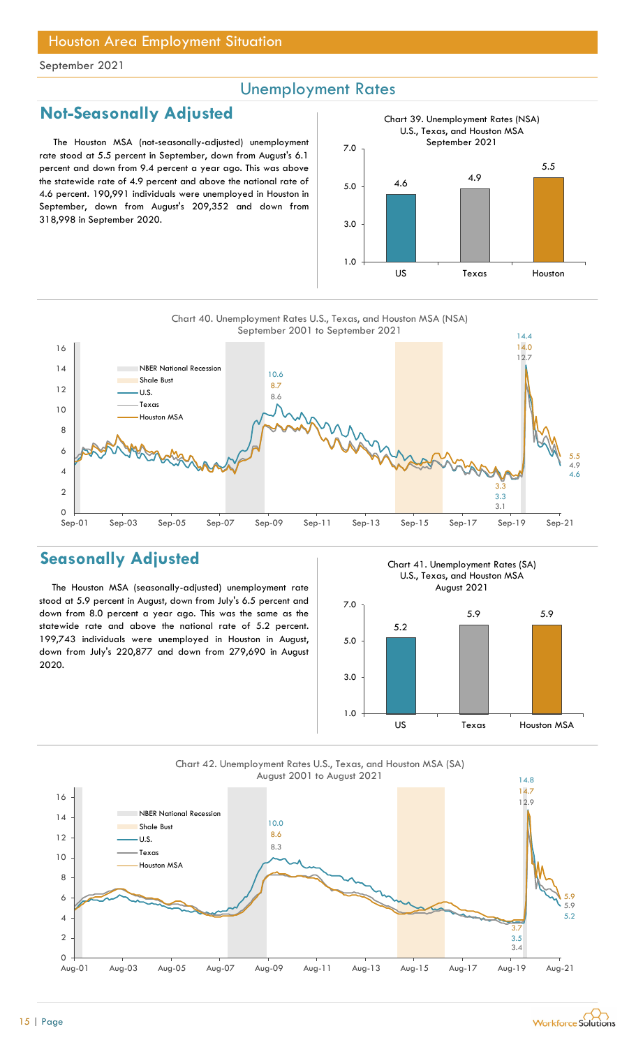Houston Area Employment Situation

September 2021

## Unemployment Rates

## Not-Seasonally Adjusted

The Houston MSA (not-seasonally-adjusted) unemployment rate stood at 5.5 percent in September, down from August's 6.1 percent and down from 9.4 percent a year ago. This was above the statewide rate of 4.9 percent and above the national rate of 4.6 percent. 190,991 individuals were unemployed in Houston in September, down from August's 209,352 and down from 318,998 in September 2020.

Chart 39. Unemployment Rates (NSA) U.S., Texas, and Houston MSA September 2021

| US | Texas | Houston |
|---|---|---|
| 4.6 | 4.9 | 5.5 |

Chart 40. Unemployment Rates U.S., Texas, and Houston MSA (NSA) September 2001 to September 2021

## Seasonally Adjusted

The Houston MSA (seasonally-adjusted) unemployment rate stood at 5.9 percent in August, down from July's 6.5 percent and down from 8.0 percent a year ago. This was the same as the statewide rate and above the national rate of 5.2 percent. 199,743 individuals were unemployed in Houston in August, down from July's 220,877 and down from 279,690 in August 2020.

Chart 41. Unemployment Rates (SA) U.S., Texas, and Houston MSA August 2021

| US | Texas | Houston MSA |
|---|---|---|
| 5.2 | 5.9 | 5.9 |

Chart 42. Unemployment Rates U.S., Texas, and Houston MSA (SA) August 2001 to August 2021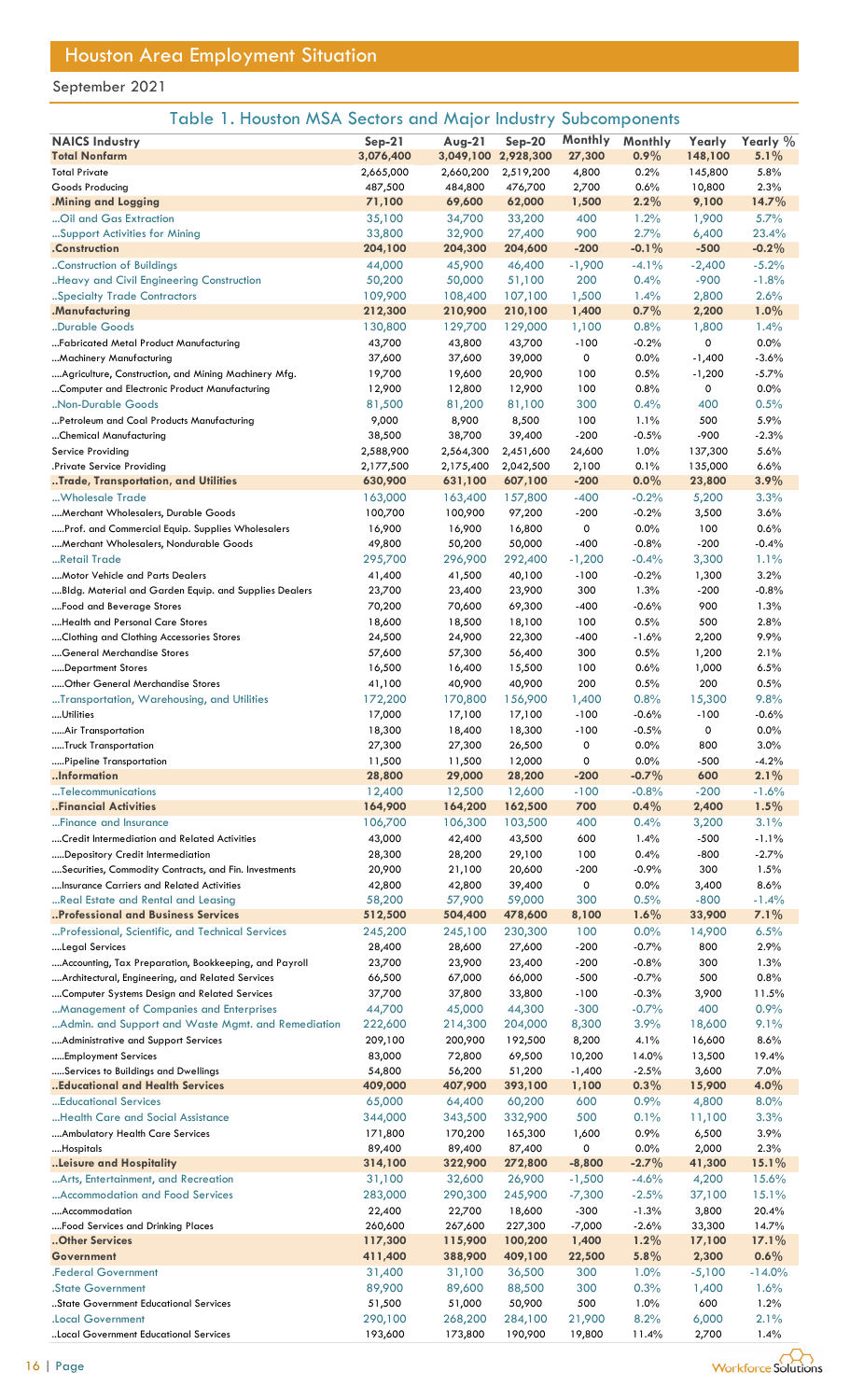# Houston Area Employment Situation

September 2021

## Table 1. Houston MSA Sectors and Major Industry Subcomponents

| NAICS Industry | Sep-21 | Aug-21 | Sep-20 | Monthly | Monthly | Yearly | Yearly % |
|---|---|---|---|---|---|---|---|
| **Total Nonfarm** | **3,076,400** | **3,049,100** | **2,928,300** | **27,300** | **0.9%** | **148,100** | **5.1%** |
| Total Private | 2,665,000 | 2,660,200 | 2,519,200 | 4,800 | 0.2% | 145,800 | 5.8% |
| Goods Producing | 487,500 | 484,800 | 476,700 | 2,700 | 0.6% | 10,800 | 2.3% |
| **.Mining and Logging** | **71,100** | **69,600** | **62,000** | **1,500** | **2.2%** | **9,100** | **14.7%** |
| ...Oil and Gas Extraction | 35,100 | 34,700 | 33,200 | 400 | 1.2% | 1,900 | 5.7% |
| ...Support Activities for Mining | 33,800 | 32,900 | 27,400 | 900 | 2.7% | 6,400 | 23.4% |
| **.Construction** | **204,100** | **204,300** | **204,600** | **-200** | **-0.1%** | **-500** | **-0.2%** |
| ..Construction of Buildings | 44,000 | 45,900 | 46,400 | -1,900 | -4.1% | -2,400 | -5.2% |
| ..Heavy and Civil Engineering Construction | 50,200 | 50,000 | 51,100 | 200 | 0.4% | -900 | -1.8% |
| ..Specialty Trade Contractors | 109,900 | 108,400 | 107,100 | 1,500 | 1.4% | 2,800 | 2.6% |
| **.Manufacturing** | **212,300** | **210,900** | **210,100** | **1,400** | **0.7%** | **2,200** | **1.0%** |
| ..Durable Goods | 130,800 | 129,700 | 129,000 | 1,100 | 0.8% | 1,800 | 1.4% |
| ...Fabricated Metal Product Manufacturing | 43,700 | 43,800 | 43,700 | -100 | -0.2% | 0 | 0.0% |
| ...Machinery Manufacturing | 37,600 | 37,600 | 39,000 | 0 | 0.0% | -1,400 | -3.6% |
| ....Agriculture, Construction, and Mining Machinery Mfg. | 19,700 | 19,600 | 20,900 | 100 | 0.5% | -1,200 | -5.7% |
| ...Computer and Electronic Product Manufacturing | 12,900 | 12,800 | 12,900 | 100 | 0.8% | 0 | 0.0% |
| ..Non-Durable Goods | 81,500 | 81,200 | 81,100 | 300 | 0.4% | 400 | 0.5% |
| ...Petroleum and Coal Products Manufacturing | 9,000 | 8,900 | 8,500 | 100 | 1.1% | 500 | 5.9% |
| ...Chemical Manufacturing | 38,500 | 38,700 | 39,400 | -200 | -0.5% | -900 | -2.3% |
| Service Providing | 2,588,900 | 2,564,300 | 2,451,600 | 24,600 | 1.0% | 137,300 | 5.6% |
| .Private Service Providing | 2,177,500 | 2,175,400 | 2,042,500 | 2,100 | 0.1% | 135,000 | 6.6% |
| **..Trade, Transportation, and Utilities** | **630,900** | **631,100** | **607,100** | **-200** | **0.0%** | **23,800** | **3.9%** |
| ...Wholesale Trade | 163,000 | 163,400 | 157,800 | -400 | -0.2% | 5,200 | 3.3% |
| ....Merchant Wholesalers, Durable Goods | 100,700 | 100,900 | 97,200 | -200 | -0.2% | 3,500 | 3.6% |
| .....Prof. and Commercial Equip. Supplies Wholesalers | 16,900 | 16,900 | 16,800 | 0 | 0.0% | 100 | 0.6% |
| ....Merchant Wholesalers, Nondurable Goods | 49,800 | 50,200 | 50,000 | -400 | -0.8% | -200 | -0.4% |
| ...Retail Trade | 295,700 | 296,900 | 292,400 | -1,200 | -0.4% | 3,300 | 1.1% |
| ....Motor Vehicle and Parts Dealers | 41,400 | 41,500 | 40,100 | -100 | -0.2% | 1,300 | 3.2% |
| ....Bldg. Material and Garden Equip. and Supplies Dealers | 23,700 | 23,400 | 23,900 | 300 | 1.3% | -200 | -0.8% |
| ....Food and Beverage Stores | 70,200 | 70,600 | 69,300 | -400 | -0.6% | 900 | 1.3% |
| ....Health and Personal Care Stores | 18,600 | 18,500 | 18,100 | 100 | 0.5% | 500 | 2.8% |
| ....Clothing and Clothing Accessories Stores | 24,500 | 24,900 | 22,300 | -400 | -1.6% | 2,200 | 9.9% |
| ....General Merchandise Stores | 57,600 | 57,300 | 56,400 | 300 | 0.5% | 1,200 | 2.1% |
| .....Department Stores | 16,500 | 16,400 | 15,500 | 100 | 0.6% | 1,000 | 6.5% |
| .....Other General Merchandise Stores | 41,100 | 40,900 | 40,900 | 200 | 0.5% | 200 | 0.5% |
| ...Transportation, Warehousing, and Utilities | 172,200 | 170,800 | 156,900 | 1,400 | 0.8% | 15,300 | 9.8% |
| ....Utilities | 17,000 | 17,100 | 17,100 | -100 | -0.6% | -100 | -0.6% |
| .....Air Transportation | 18,300 | 18,400 | 18,300 | -100 | -0.5% | 0 | 0.0% |
| .....Truck Transportation | 27,300 | 27,300 | 26,500 | 0 | 0.0% | 800 | 3.0% |
| .....Pipeline Transportation | 11,500 | 11,500 | 12,000 | 0 | 0.0% | -500 | -4.2% |
| **..Information** | **28,800** | **29,000** | **28,200** | **-200** | **-0.7%** | **600** | **2.1%** |
| ...Telecommunications | 12,400 | 12,500 | 12,600 | -100 | -0.8% | -200 | -1.6% |
| **..Financial Activities** | **164,900** | **164,200** | **162,500** | **700** | **0.4%** | **2,400** | **1.5%** |
| ...Finance and Insurance | 106,700 | 106,300 | 103,500 | 400 | 0.4% | 3,200 | 3.1% |
| ....Credit Intermediation and Related Activities | 43,000 | 42,400 | 43,500 | 600 | 1.4% | -500 | -1.1% |
| .....Depository Credit Intermediation | 28,300 | 28,200 | 29,100 | 100 | 0.4% | -800 | -2.7% |
| ....Securities, Commodity Contracts, and Fin. Investments | 20,900 | 21,100 | 20,600 | -200 | -0.9% | 300 | 1.5% |
| ....Insurance Carriers and Related Activities | 42,800 | 42,800 | 39,400 | 0 | 0.0% | 3,400 | 8.6% |
| ...Real Estate and Rental and Leasing | 58,200 | 57,900 | 59,000 | 300 | 0.5% | -800 | -1.4% |
| **..Professional and Business Services** | **512,500** | **504,400** | **478,600** | **8,100** | **1.6%** | **33,900** | **7.1%** |
| ...Professional, Scientific, and Technical Services | 245,200 | 245,100 | 230,300 | 100 | 0.0% | 14,900 | 6.5% |
| ....Legal Services | 28,400 | 28,600 | 27,600 | -200 | -0.7% | 800 | 2.9% |
| ....Accounting, Tax Preparation, Bookkeeping, and Payroll | 23,700 | 23,900 | 23,400 | -200 | -0.8% | 300 | 1.3% |
| ....Architectural, Engineering, and Related Services | 66,500 | 67,000 | 66,000 | -500 | -0.7% | 500 | 0.8% |
| ....Computer Systems Design and Related Services | 37,700 | 37,800 | 33,800 | -100 | -0.3% | 3,900 | 11.5% |
| ...Management of Companies and Enterprises | 44,700 | 45,000 | 44,300 | -300 | -0.7% | 400 | 0.9% |
| ...Admin. and Support and Waste Mgmt. and Remediation | 222,600 | 214,300 | 204,000 | 8,300 | 3.9% | 18,600 | 9.1% |
| ....Administrative and Support Services | 209,100 | 200,900 | 192,500 | 8,200 | 4.1% | 16,600 | 8.6% |
| .....Employment Services | 83,000 | 72,800 | 69,500 | 10,200 | 14.0% | 13,500 | 19.4% |
| .....Services to Buildings and Dwellings | 54,800 | 56,200 | 51,200 | -1,400 | -2.5% | 3,600 | 7.0% |
| **..Educational and Health Services** | **409,000** | **407,900** | **393,100** | **1,100** | **0.3%** | **15,900** | **4.0%** |
| ...Educational Services | 65,000 | 64,400 | 60,200 | 600 | 0.9% | 4,800 | 8.0% |
| ...Health Care and Social Assistance | 344,000 | 343,500 | 332,900 | 500 | 0.1% | 11,100 | 3.3% |
| ....Ambulatory Health Care Services | 171,800 | 170,200 | 165,300 | 1,600 | 0.9% | 6,500 | 3.9% |
| ....Hospitals | 89,400 | 89,400 | 87,400 | 0 | 0.0% | 2,000 | 2.3% |
| **..Leisure and Hospitality** | **314,100** | **322,900** | **272,800** | **-8,800** | **-2.7%** | **41,300** | **15.1%** |
| ...Arts, Entertainment, and Recreation | 31,100 | 32,600 | 26,900 | -1,500 | -4.6% | 4,200 | 15.6% |
| ...Accommodation and Food Services | 283,000 | 290,300 | 245,900 | -7,300 | -2.5% | 37,100 | 15.1% |
| ....Accommodation | 22,400 | 22,700 | 18,600 | -300 | -1.3% | 3,800 | 20.4% |
| ....Food Services and Drinking Places | 260,600 | 267,600 | 227,300 | -7,000 | -2.6% | 33,300 | 14.7% |
| **..Other Services** | **117,300** | **115,900** | **100,200** | **1,400** | **1.2%** | **17,100** | **17.1%** |
| **Government** | **411,400** | **388,900** | **409,100** | **22,500** | **5.8%** | **2,300** | **0.6%** |
| .Federal Government | 31,400 | 31,100 | 36,500 | 300 | 1.0% | -5,100 | -14.0% |
| .State Government | 89,900 | 89,600 | 88,500 | 300 | 0.3% | 1,400 | 1.6% |
| ..State Government Educational Services | 51,500 | 51,000 | 50,900 | 500 | 1.0% | 600 | 1.2% |
| .Local Government | 290,100 | 268,200 | 284,100 | 21,900 | 8.2% | 6,000 | 2.1% |
| ..Local Government Educational Services | 193,600 | 173,800 | 190,900 | 19,800 | 11.4% | 2,700 | 1.4% |